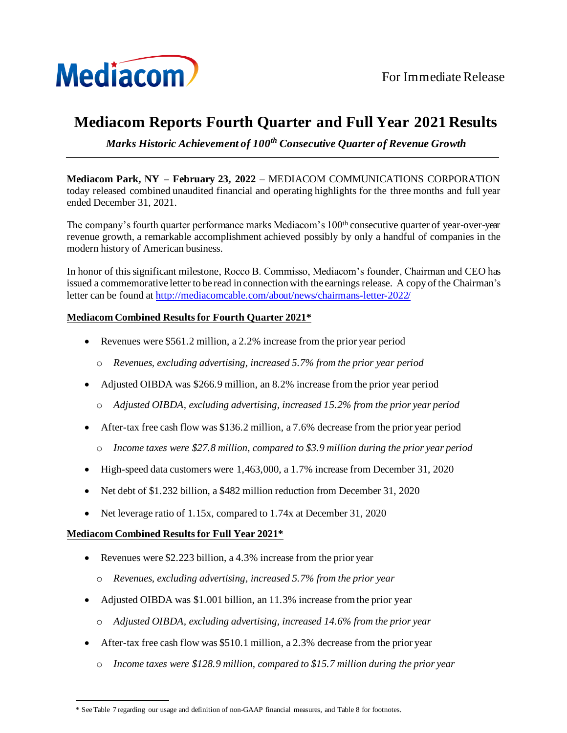Mediacom

For Immediate Release

# Mediacom Reports Fourth Quarter and Full Year 2021 Results

***Marks Historic Achievement of 100th Consecutive Quarter of Revenue Growth***

**Mediacom Park, NY – February 23, 2022** – MEDIACOM COMMUNICATIONS CORPORATION today released combined unaudited financial and operating highlights for the three months and full year ended December 31, 2021.

The company's fourth quarter performance marks Mediacom's 100th consecutive quarter of year-over-year revenue growth, a remarkable accomplishment achieved possibly by only a handful of companies in the modern history of American business.

In honor of this significant milestone, Rocco B. Commisso, Mediacom's founder, Chairman and CEO has issued a commemorative letter to be read in connection with the earnings release. A copy of the Chairman's letter can be found at http://mediacomcable.com/about/news/chairmans-letter-2022/

## Mediacom Combined Results for Fourth Quarter 2021*

- Revenues were $561.2 million, a 2.2% increase from the prior year period
  - *Revenues, excluding advertising, increased 5.7% from the prior year period*
- Adjusted OIBDA was $266.9 million, an 8.2% increase from the prior year period
  - *Adjusted OIBDA, excluding advertising, increased 15.2% from the prior year period*
- After-tax free cash flow was $136.2 million, a 7.6% decrease from the prior year period
  - *Income taxes were $27.8 million, compared to $3.9 million during the prior year period*
- High-speed data customers were 1,463,000, a 1.7% increase from December 31, 2020
- Net debt of $1.232 billion, a $482 million reduction from December 31, 2020
- Net leverage ratio of 1.15x, compared to 1.74x at December 31, 2020

## Mediacom Combined Results for Full Year 2021*

- Revenues were $2.223 billion, a 4.3% increase from the prior year
  - *Revenues, excluding advertising, increased 5.7% from the prior year*
- Adjusted OIBDA was $1.001 billion, an 11.3% increase from the prior year
  - *Adjusted OIBDA, excluding advertising, increased 14.6% from the prior year*
- After-tax free cash flow was $510.1 million, a 2.3% decrease from the prior year
  - *Income taxes were $128.9 million, compared to $15.7 million during the prior year*

---

* See Table 7 regarding our usage and definition of non-GAAP financial measures, and Table 8 for footnotes.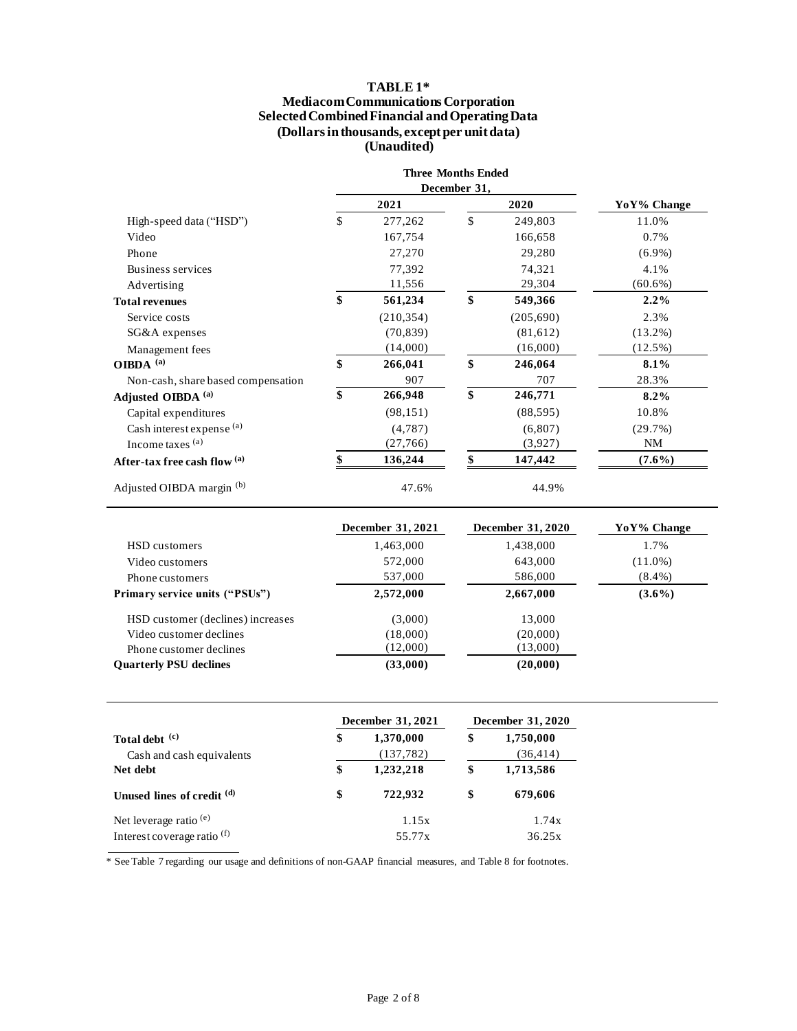# TABLE 1*
## Mediacom Communications Corporation
## Selected Combined Financial and Operating Data
## (Dollars in thousands, except per unit data)
## (Unaudited)

| | Three Months Ended December 31, | | |
|---|---|---|---|
| | 2021 | 2020 | YoY% Change |
| High-speed data ("HSD") | $ 277,262 | $ 249,803 | 11.0% |
| Video | 167,754 | 166,658 | 0.7% |
| Phone | 27,270 | 29,280 | (6.9%) |
| Business services | 77,392 | 74,321 | 4.1% |
| Advertising | 11,556 | 29,304 | (60.6%) |
| **Total revenues** | **$ 561,234** | **$ 549,366** | **2.2%** |
| Service costs | (210,354) | (205,690) | 2.3% |
| SG&A expenses | (70,839) | (81,612) | (13.2%) |
| Management fees | (14,000) | (16,000) | (12.5%) |
| **OIBDA [(a)]** | **$ 266,041** | **$ 246,064** | **8.1%** |
| Non-cash, share based compensation | 907 | 707 | 28.3% |
| **Adjusted OIBDA [(a)]** | **$ 266,948** | **$ 246,771** | **8.2%** |
| Capital expenditures | (98,151) | (88,595) | 10.8% |
| Cash interest expense [(a)] | (4,787) | (6,807) | (29.7%) |
| Income taxes [(a)] | (27,766) | (3,927) | NM |
| **After-tax free cash flow [(a)]** | **$ 136,244** | **$ 147,442** | **(7.6%)** |
| Adjusted OIBDA margin [(b)] | 47.6% | 44.9% | |

| | December 31, 2021 | December 31, 2020 | YoY% Change |
|---|---|---|---|
| HSD customers | 1,463,000 | 1,438,000 | 1.7% |
| Video customers | 572,000 | 643,000 | (11.0%) |
| Phone customers | 537,000 | 586,000 | (8.4%) |
| **Primary service units ("PSUs")** | **2,572,000** | **2,667,000** | **(3.6%)** |
| HSD customer (declines) increases | (3,000) | 13,000 | |
| Video customer declines | (18,000) | (20,000) | |
| Phone customer declines | (12,000) | (13,000) | |
| **Quarterly PSU declines** | **(33,000)** | **(20,000)** | |

| | December 31, 2021 | December 31, 2020 |
|---|---|---|
| **Total debt [(c)]** | **$ 1,370,000** | **$ 1,750,000** |
| Cash and cash equivalents | (137,782) | (36,414) |
| **Net debt** | **$ 1,232,218** | **$ 1,713,586** |
| **Unused lines of credit [(d)]** | **$ 722,932** | **$ 679,606** |
| Net leverage ratio [(e)] | 1.15x | 1.74x |
| Interest coverage ratio [(f)] | 55.77x | 36.25x |

* See Table 7 regarding our usage and definitions of non-GAAP financial measures, and Table 8 for footnotes.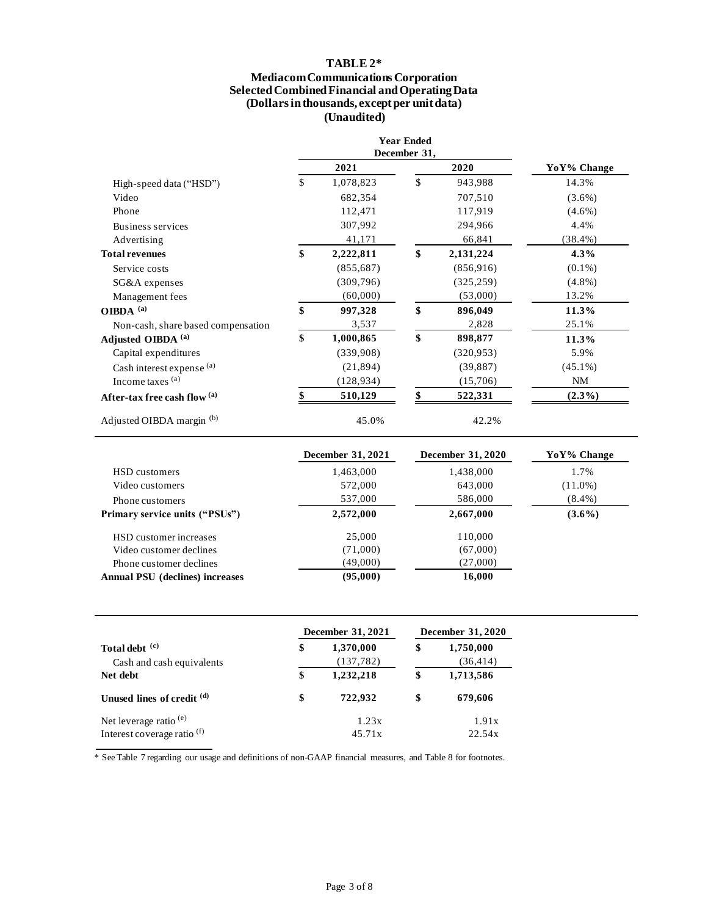# TABLE 2*

## Mediacom Communications Corporation
## Selected Combined Financial and Operating Data
## (Dollars in thousands, except per unit data)
## (Unaudited)

| | Year Ended December 31, 2021 | Year Ended December 31, 2020 | YoY% Change |
|---|---|---|---|
| High-speed data ("HSD") | $ 1,078,823 | $ 943,988 | 14.3% |
| Video | 682,354 | 707,510 | (3.6%) |
| Phone | 112,471 | 117,919 | (4.6%) |
| Business services | 307,992 | 294,966 | 4.4% |
| Advertising | 41,171 | 66,841 | (38.4%) |
| **Total revenues** | **$ 2,222,811** | **$ 2,131,224** | **4.3%** |
| Service costs | (855,687) | (856,916) | (0.1%) |
| SG&A expenses | (309,796) | (325,259) | (4.8%) |
| Management fees | (60,000) | (53,000) | 13.2% |
| **OIBDA [(a)]** | **$ 997,328** | **$ 896,049** | **11.3%** |
| Non-cash, share based compensation | 3,537 | 2,828 | 25.1% |
| **Adjusted OIBDA [(a)]** | **$ 1,000,865** | **$ 898,877** | **11.3%** |
| Capital expenditures | (339,908) | (320,953) | 5.9% |
| Cash interest expense [(a)] | (21,894) | (39,887) | (45.1%) |
| Income taxes [(a)] | (128,934) | (15,706) | NM |
| **After-tax free cash flow [(a)]** | **$ 510,129** | **$ 522,331** | **(2.3%)** |
| Adjusted OIBDA margin [(b)] | 45.0% | 42.2% | |

| | December 31, 2021 | December 31, 2020 | YoY% Change |
|---|---|---|---|
| HSD customers | 1,463,000 | 1,438,000 | 1.7% |
| Video customers | 572,000 | 643,000 | (11.0%) |
| Phone customers | 537,000 | 586,000 | (8.4%) |
| **Primary service units ("PSUs")** | **2,572,000** | **2,667,000** | **(3.6%)** |
| HSD customer increases | 25,000 | 110,000 | |
| Video customer declines | (71,000) | (67,000) | |
| Phone customer declines | (49,000) | (27,000) | |
| **Annual PSU (declines) increases** | **(95,000)** | **16,000** | |

| | December 31, 2021 | December 31, 2020 |
|---|---|---|
| **Total debt [(c)]** | **$ 1,370,000** | **$ 1,750,000** |
| Cash and cash equivalents | (137,782) | (36,414) |
| **Net debt** | **$ 1,232,218** | **$ 1,713,586** |
| **Unused lines of credit [(d)]** | **$ 722,932** | **$ 679,606** |
| Net leverage ratio [(e)] | 1.23x | 1.91x |
| Interest coverage ratio [(f)] | 45.71x | 22.54x |

* See Table 7 regarding our usage and definitions of non-GAAP financial measures, and Table 8 for footnotes.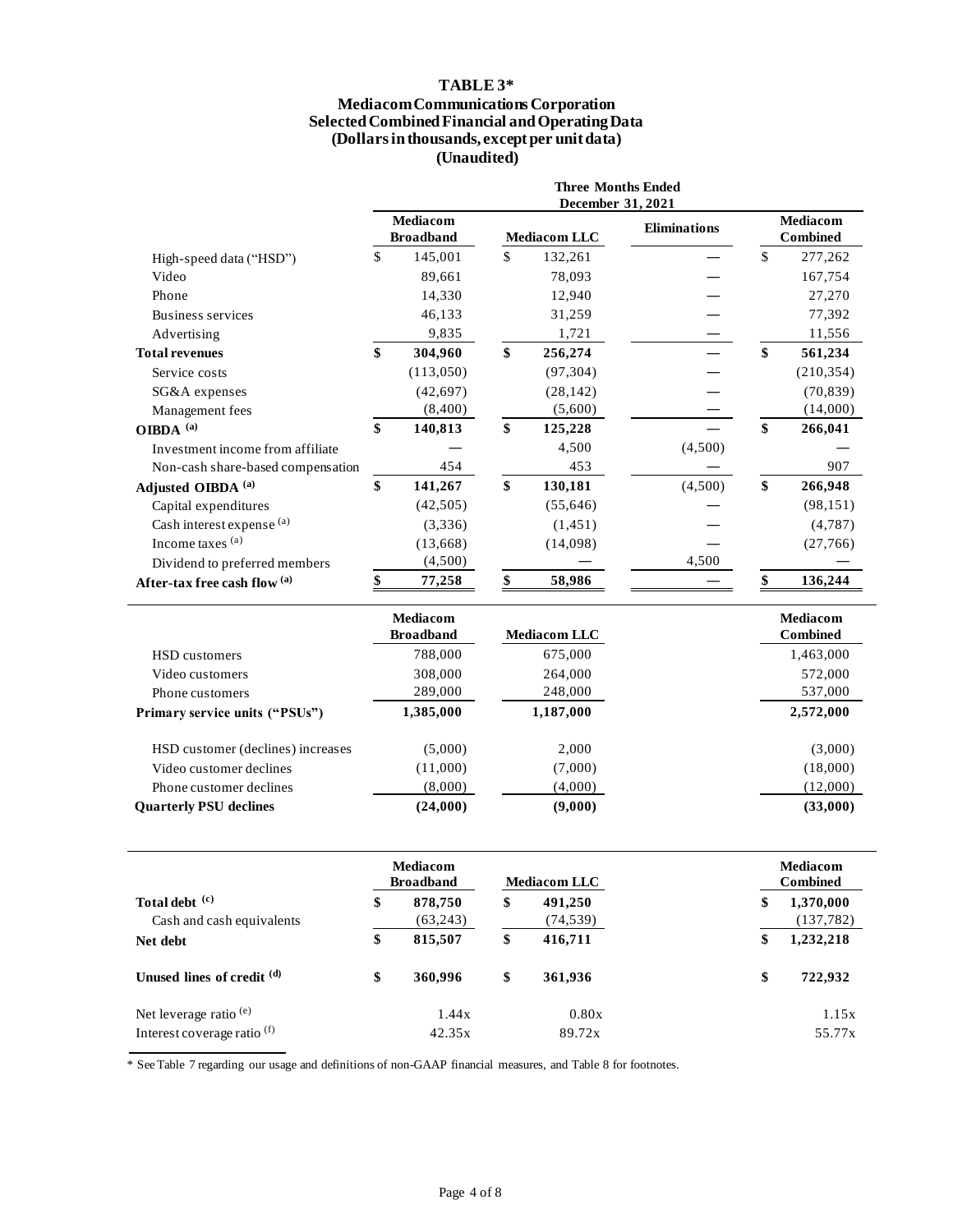# TABLE 3*

## Mediacom Communications Corporation
## Selected Combined Financial and Operating Data
## (Dollars in thousands, except per unit data)
## (Unaudited)

| | Three Months Ended December 31, 2021 | | | |
|---|---|---|---|---|
| | Mediacom Broadband | Mediacom LLC | Eliminations | Mediacom Combined |
| High-speed data ("HSD") | $ 145,001 | $ 132,261 | — | $ 277,262 |
| Video | 89,661 | 78,093 | — | 167,754 |
| Phone | 14,330 | 12,940 | — | 27,270 |
| Business services | 46,133 | 31,259 | — | 77,392 |
| Advertising | 9,835 | 1,721 | — | 11,556 |
| **Total revenues** | **$ 304,960** | **$ 256,274** | — | **$ 561,234** |
| Service costs | (113,050) | (97,304) | — | (210,354) |
| SG&A expenses | (42,697) | (28,142) | — | (70,839) |
| Management fees | (8,400) | (5,600) | — | (14,000) |
| **OIBDA (a)** | **$ 140,813** | **$ 125,228** | — | **$ 266,041** |
| Investment income from affiliate | — | 4,500 | (4,500) | — |
| Non-cash share-based compensation | 454 | 453 | — | 907 |
| **Adjusted OIBDA (a)** | **$ 141,267** | **$ 130,181** | (4,500) | **$ 266,948** |
| Capital expenditures | (42,505) | (55,646) | — | (98,151) |
| Cash interest expense (a) | (3,336) | (1,451) | — | (4,787) |
| Income taxes (a) | (13,668) | (14,098) | — | (27,766) |
| Dividend to preferred members | (4,500) | — | 4,500 | — |
| **After-tax free cash flow (a)** | **$ 77,258** | **$ 58,986** | — | **$ 136,244** |

| | Mediacom Broadband | Mediacom LLC | Mediacom Combined |
|---|---|---|---|
| HSD customers | 788,000 | 675,000 | 1,463,000 |
| Video customers | 308,000 | 264,000 | 572,000 |
| Phone customers | 289,000 | 248,000 | 537,000 |
| **Primary service units ("PSUs")** | **1,385,000** | **1,187,000** | **2,572,000** |
| | | | |
| HSD customer (declines) increases | (5,000) | 2,000 | (3,000) |
| Video customer declines | (11,000) | (7,000) | (18,000) |
| Phone customer declines | (8,000) | (4,000) | (12,000) |
| **Quarterly PSU declines** | **(24,000)** | **(9,000)** | **(33,000)** |

| | Mediacom Broadband | Mediacom LLC | Mediacom Combined |
|---|---|---|---|
| **Total debt (c)** | **$ 878,750** | **$ 491,250** | **$ 1,370,000** |
| Cash and cash equivalents | (63,243) | (74,539) | (137,782) |
| **Net debt** | **$ 815,507** | **$ 416,711** | **$ 1,232,218** |
| | | | |
| **Unused lines of credit (d)** | **$ 360,996** | **$ 361,936** | **$ 722,932** |
| | | | |
| Net leverage ratio (e) | 1.44x | 0.80x | 1.15x |
| Interest coverage ratio (f) | 42.35x | 89.72x | 55.77x |

* See Table 7 regarding our usage and definitions of non-GAAP financial measures, and Table 8 for footnotes.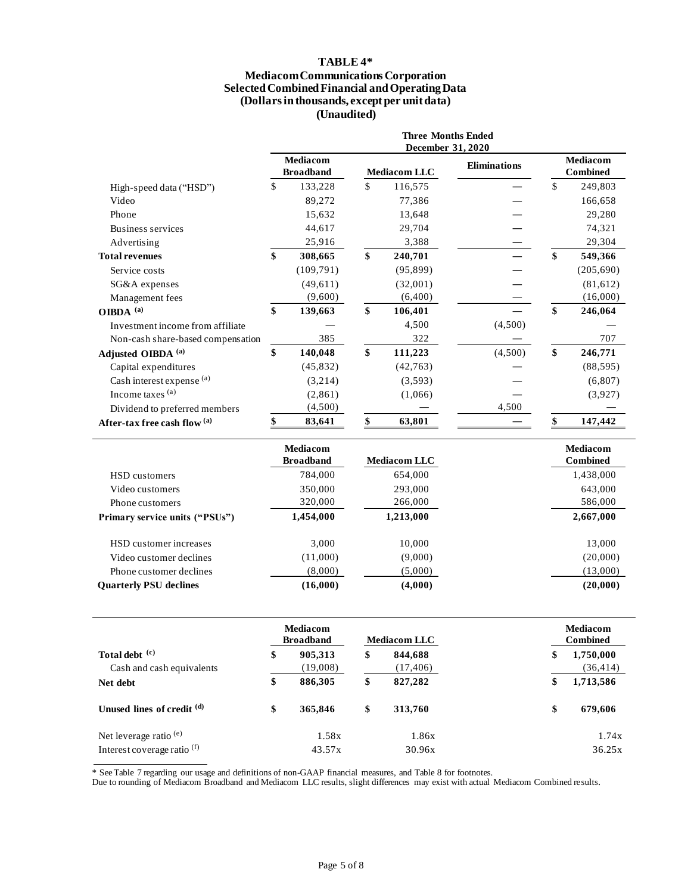# TABLE 4*

## Mediacom Communications Corporation
## Selected Combined Financial and Operating Data
## (Dollars in thousands, except per unit data)
## (Unaudited)

| | Three Months Ended December 31, 2020 | | | |
|---|---|---|---|---|
| | **Mediacom Broadband** | **Mediacom LLC** | **Eliminations** | **Mediacom Combined** |
| High-speed data ("HSD") | $ 133,228 | $ 116,575 | — | $ 249,803 |
| Video | 89,272 | 77,386 | — | 166,658 |
| Phone | 15,632 | 13,648 | — | 29,280 |
| Business services | 44,617 | 29,704 | — | 74,321 |
| Advertising | 25,916 | 3,388 | — | 29,304 |
| **Total revenues** | **$ 308,665** | **$ 240,701** | — | **$ 549,366** |
| Service costs | (109,791) | (95,899) | — | (205,690) |
| SG&A expenses | (49,611) | (32,001) | — | (81,612) |
| Management fees | (9,600) | (6,400) | — | (16,000) |
| **OIBDA [(a)]** | **$ 139,663** | **$ 106,401** | — | **$ 246,064** |
| Investment income from affiliate | — | 4,500 | (4,500) | — |
| Non-cash share-based compensation | 385 | 322 | — | 707 |
| **Adjusted OIBDA [(a)]** | **$ 140,048** | **$ 111,223** | (4,500) | **$ 246,771** |
| Capital expenditures | (45,832) | (42,763) | — | (88,595) |
| Cash interest expense [(a)] | (3,214) | (3,593) | — | (6,807) |
| Income taxes [(a)] | (2,861) | (1,066) | — | (3,927) |
| Dividend to preferred members | (4,500) | — | 4,500 | — |
| **After-tax free cash flow [(a)]** | **$ 83,641** | **$ 63,801** | — | **$ 147,442** |

| | **Mediacom Broadband** | **Mediacom LLC** | **Mediacom Combined** |
|---|---|---|---|
| HSD customers | 784,000 | 654,000 | 1,438,000 |
| Video customers | 350,000 | 293,000 | 643,000 |
| Phone customers | 320,000 | 266,000 | 586,000 |
| **Primary service units ("PSUs")** | **1,454,000** | **1,213,000** | **2,667,000** |
| | | | |
| HSD customer increases | 3,000 | 10,000 | 13,000 |
| Video customer declines | (11,000) | (9,000) | (20,000) |
| Phone customer declines | (8,000) | (5,000) | (13,000) |
| **Quarterly PSU declines** | **(16,000)** | **(4,000)** | **(20,000)** |

| | **Mediacom Broadband** | **Mediacom LLC** | **Mediacom Combined** |
|---|---|---|---|
| **Total debt [(c)]** | **$ 905,313** | **$ 844,688** | **$ 1,750,000** |
| Cash and cash equivalents | (19,008) | (17,406) | (36,414) |
| **Net debt** | **$ 886,305** | **$ 827,282** | **$ 1,713,586** |
| | | | |
| **Unused lines of credit [(d)]** | **$ 365,846** | **$ 313,760** | **$ 679,606** |
| | | | |
| Net leverage ratio [(e)] | 1.58x | 1.86x | 1.74x |
| Interest coverage ratio [(f)] | 43.57x | 30.96x | 36.25x |

* See Table 7 regarding our usage and definitions of non-GAAP financial measures, and Table 8 for footnotes.
Due to rounding of Mediacom Broadband and Mediacom LLC results, slight differences may exist with actual Mediacom Combined results.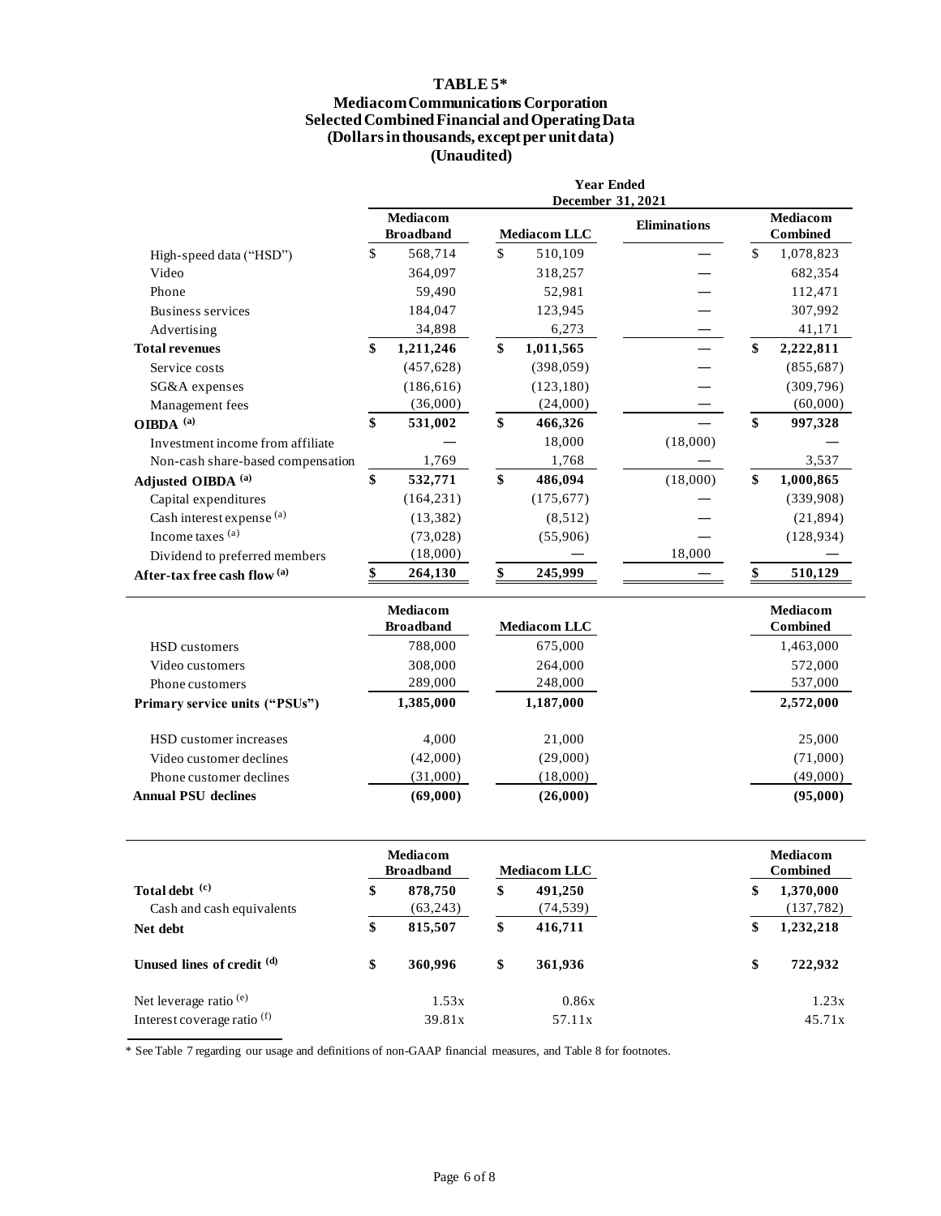# TABLE 5*

## Mediacom Communications Corporation
## Selected Combined Financial and Operating Data
## (Dollars in thousands, except per unit data)
## (Unaudited)

| | Year Ended December 31, 2021 | | | |
|---|---|---|---|---|
| | Mediacom Broadband | Mediacom LLC | Eliminations | Mediacom Combined |
| High-speed data ("HSD") | $ 568,714 | $ 510,109 | — | $ 1,078,823 |
| Video | 364,097 | 318,257 | — | 682,354 |
| Phone | 59,490 | 52,981 | — | 112,471 |
| Business services | 184,047 | 123,945 | — | 307,992 |
| Advertising | 34,898 | 6,273 | — | 41,171 |
| **Total revenues** | **$ 1,211,246** | **$ 1,011,565** | — | **$ 2,222,811** |
| Service costs | (457,628) | (398,059) | — | (855,687) |
| SG&A expenses | (186,616) | (123,180) | — | (309,796) |
| Management fees | (36,000) | (24,000) | — | (60,000) |
| **OIBDA [(a)]** | **$ 531,002** | **$ 466,326** | — | **$ 997,328** |
| Investment income from affiliate | — | 18,000 | (18,000) | — |
| Non-cash share-based compensation | 1,769 | 1,768 | — | 3,537 |
| **Adjusted OIBDA [(a)]** | **$ 532,771** | **$ 486,094** | (18,000) | **$ 1,000,865** |
| Capital expenditures | (164,231) | (175,677) | — | (339,908) |
| Cash interest expense [(a)] | (13,382) | (8,512) | — | (21,894) |
| Income taxes [(a)] | (73,028) | (55,906) | — | (128,934) |
| Dividend to preferred members | (18,000) | — | 18,000 | — |
| **After-tax free cash flow [(a)]** | **$ 264,130** | **$ 245,999** | — | **$ 510,129** |

| | Mediacom Broadband | Mediacom LLC | Mediacom Combined |
|---|---|---|---|
| HSD customers | 788,000 | 675,000 | 1,463,000 |
| Video customers | 308,000 | 264,000 | 572,000 |
| Phone customers | 289,000 | 248,000 | 537,000 |
| **Primary service units ("PSUs")** | **1,385,000** | **1,187,000** | **2,572,000** |
| | | | |
| HSD customer increases | 4,000 | 21,000 | 25,000 |
| Video customer declines | (42,000) | (29,000) | (71,000) |
| Phone customer declines | (31,000) | (18,000) | (49,000) |
| **Annual PSU declines** | **(69,000)** | **(26,000)** | **(95,000)** |

| | Mediacom Broadband | Mediacom LLC | Mediacom Combined |
|---|---|---|---|
| **Total debt [(c)]** | **$ 878,750** | **$ 491,250** | **$ 1,370,000** |
| Cash and cash equivalents | (63,243) | (74,539) | (137,782) |
| **Net debt** | **$ 815,507** | **$ 416,711** | **$ 1,232,218** |
| | | | |
| **Unused lines of credit [(d)]** | **$ 360,996** | **$ 361,936** | **$ 722,932** |
| | | | |
| Net leverage ratio [(e)] | 1.53x | 0.86x | 1.23x |
| Interest coverage ratio [(f)] | 39.81x | 57.11x | 45.71x |

* See Table 7 regarding our usage and definitions of non-GAAP financial measures, and Table 8 for footnotes.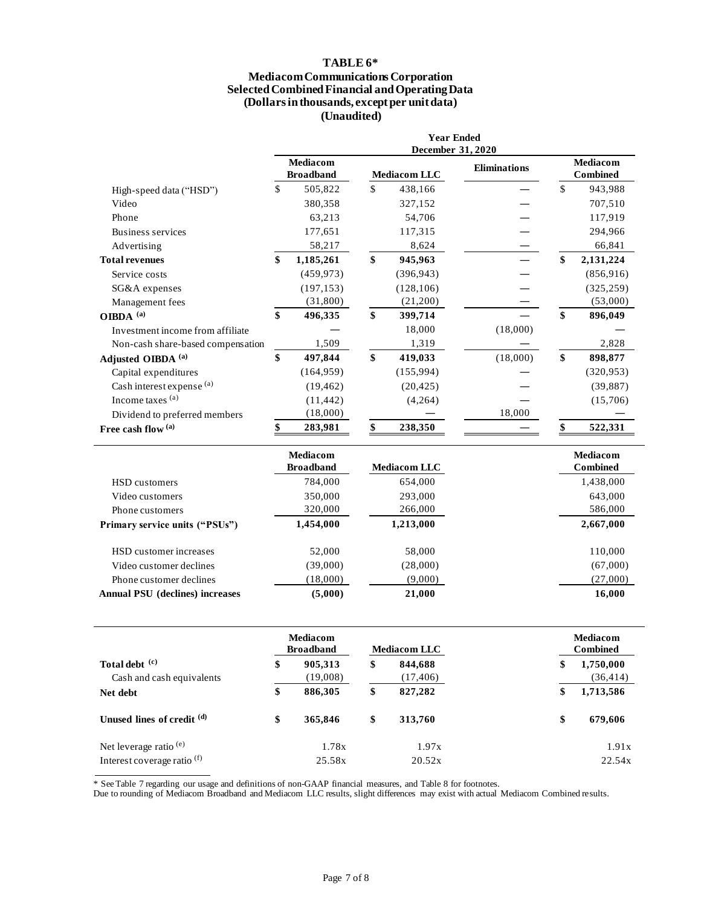# TABLE 6*

## Mediacom Communications Corporation
## Selected Combined Financial and Operating Data
## (Dollars in thousands, except per unit data)
## (Unaudited)

| | Year Ended December 31, 2020 | | | |
|---|---|---|---|---|
| | Mediacom Broadband | Mediacom LLC | Eliminations | Mediacom Combined |
| High-speed data ("HSD") | $ 505,822 | $ 438,166 | — | $ 943,988 |
| Video | 380,358 | 327,152 | — | 707,510 |
| Phone | 63,213 | 54,706 | — | 117,919 |
| Business services | 177,651 | 117,315 | — | 294,966 |
| Advertising | 58,217 | 8,624 | — | 66,841 |
| **Total revenues** | **$ 1,185,261** | **$ 945,963** | — | **$ 2,131,224** |
| Service costs | (459,973) | (396,943) | — | (856,916) |
| SG&A expenses | (197,153) | (128,106) | — | (325,259) |
| Management fees | (31,800) | (21,200) | — | (53,000) |
| **OIBDA [(a)]** | **$ 496,335** | **$ 399,714** | — | **$ 896,049** |
| Investment income from affiliate | — | 18,000 | (18,000) | — |
| Non-cash share-based compensation | 1,509 | 1,319 | — | 2,828 |
| **Adjusted OIBDA [(a)]** | **$ 497,844** | **$ 419,033** | (18,000) | **$ 898,877** |
| Capital expenditures | (164,959) | (155,994) | — | (320,953) |
| Cash interest expense [(a)] | (19,462) | (20,425) | — | (39,887) |
| Income taxes [(a)] | (11,442) | (4,264) | — | (15,706) |
| Dividend to preferred members | (18,000) | — | 18,000 | — |
| **Free cash flow [(a)]** | **$ 283,981** | **$ 238,350** | — | **$ 522,331** |

| | Mediacom Broadband | Mediacom LLC | Mediacom Combined |
|---|---|---|---|
| HSD customers | 784,000 | 654,000 | 1,438,000 |
| Video customers | 350,000 | 293,000 | 643,000 |
| Phone customers | 320,000 | 266,000 | 586,000 |
| **Primary service units ("PSUs")** | **1,454,000** | **1,213,000** | **2,667,000** |
| | | | |
| HSD customer increases | 52,000 | 58,000 | 110,000 |
| Video customer declines | (39,000) | (28,000) | (67,000) |
| Phone customer declines | (18,000) | (9,000) | (27,000) |
| **Annual PSU (declines) increases** | **(5,000)** | **21,000** | **16,000** |

| | Mediacom Broadband | Mediacom LLC | Mediacom Combined |
|---|---|---|---|
| **Total debt [(c)]** | **$ 905,313** | **$ 844,688** | **$ 1,750,000** |
| Cash and cash equivalents | (19,008) | (17,406) | (36,414) |
| **Net debt** | **$ 886,305** | **$ 827,282** | **$ 1,713,586** |
| | | | |
| **Unused lines of credit [(d)]** | **$ 365,846** | **$ 313,760** | **$ 679,606** |
| | | | |
| Net leverage ratio [(e)] | 1.78x | 1.97x | 1.91x |
| Interest coverage ratio [(f)] | 25.58x | 20.52x | 22.54x |

* See Table 7 regarding our usage and definitions of non-GAAP financial measures, and Table 8 for footnotes.

Due to rounding of Mediacom Broadband and Mediacom LLC results, slight differences may exist with actual Mediacom Combined results.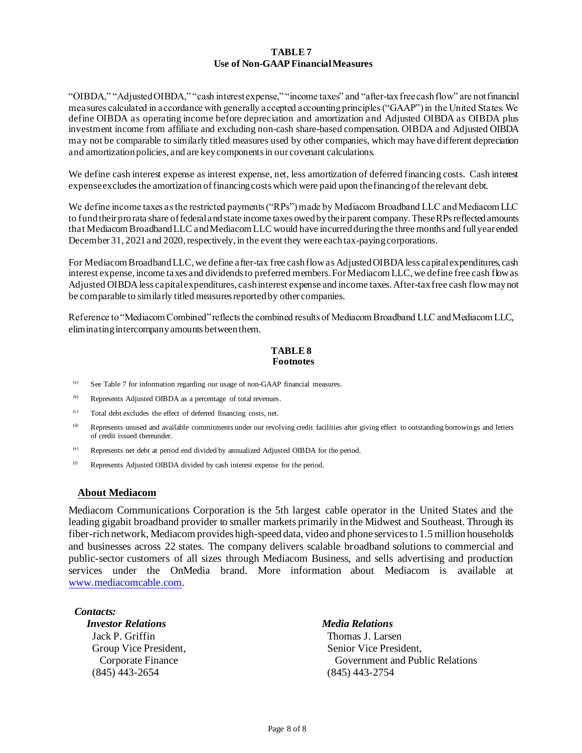## TABLE 7
## Use of Non-GAAP Financial Measures

"OIBDA," "Adjusted OIBDA," "cash interest expense," "income taxes" and "after-tax free cash flow" are not financial measures calculated in accordance with generally accepted accounting principles ("GAAP") in the United States. We define OIBDA as operating income before depreciation and amortization and Adjusted OIBDA as OIBDA plus investment income from affiliate and excluding non-cash share-based compensation. OIBDA and Adjusted OIBDA may not be comparable to similarly titled measures used by other companies, which may have different depreciation and amortization policies, and are key components in our covenant calculations.

We define cash interest expense as interest expense, net, less amortization of deferred financing costs. Cash interest expense excludes the amortization of financing costs which were paid upon the financing of the relevant debt.

We define income taxes as the restricted payments ("RPs") made by Mediacom Broadband LLC and Mediacom LLC to fund their pro rata share of federal and state income taxes owed by their parent company. These RPs reflected amounts that Mediacom Broadband LLC and Mediacom LLC would have incurred during the three months and full year ended December 31, 2021 and 2020, respectively, in the event they were each tax-paying corporations.

For Mediacom Broadband LLC, we define after-tax free cash flow as Adjusted OIBDA less capital expenditures, cash interest expense, income taxes and dividends to preferred members. For Mediacom LLC, we define free cash flow as Adjusted OIBDA less capital expenditures, cash interest expense and income taxes. After-tax free cash flow may not be comparable to similarly titled measures reported by other companies.

Reference to "Mediacom Combined" reflects the combined results of Mediacom Broadband LLC and Mediacom LLC, eliminating intercompany amounts between them.

## TABLE 8
## Footnotes

(a) See Table 7 for information regarding our usage of non-GAAP financial measures.

(b) Represents Adjusted OIBDA as a percentage of total revenues.

(c) Total debt excludes the effect of deferred financing costs, net.

(d) Represents unused and available commitments under our revolving credit facilities after giving effect to outstanding borrowings and letters of credit issued thereunder.

(e) Represents net debt at period end divided by annualized Adjusted OIBDA for the period.

(f) Represents Adjusted OIBDA divided by cash interest expense for the period.

## About Mediacom

Mediacom Communications Corporation is the 5th largest cable operator in the United States and the leading gigabit broadband provider to smaller markets primarily in the Midwest and Southeast. Through its fiber-rich network, Mediacom provides high-speed data, video and phone services to 1.5 million households and businesses across 22 states. The company delivers scalable broadband solutions to commercial and public-sector customers of all sizes through Mediacom Business, and sells advertising and production services under the OnMedia brand. More information about Mediacom is available at www.mediacomcable.com.

***Contacts:***

***Investor Relations***
Jack P. Griffin
Group Vice President,
Corporate Finance
(845) 443-2654

***Media Relations***
Thomas J. Larsen
Senior Vice President,
Government and Public Relations
(845) 443-2754